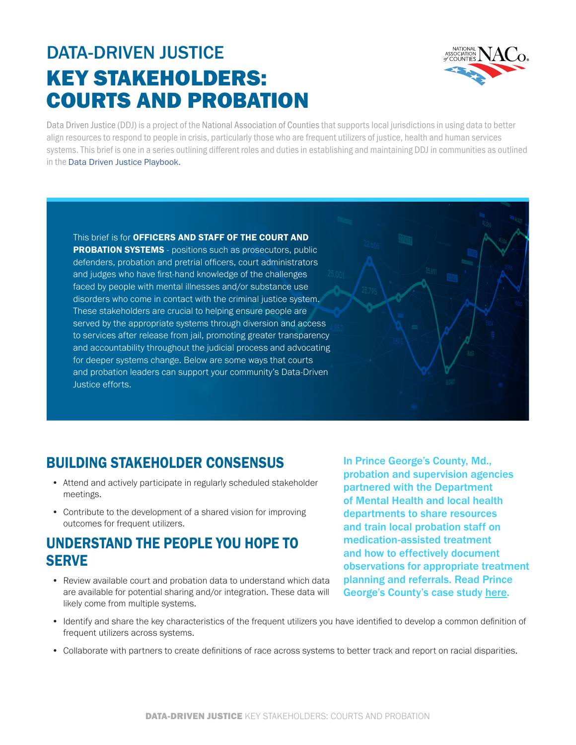# DATA-DRIVEN JUSTICE

# KEY STAKEHOLDERS: COURTS AND PROBATION

Data Driven Justice (DDJ) is a project of the National Association of Counties that supports local jurisdictions in using data to better align resources to respond to people in crisis, particularly those who are frequent utilizers of justice, health and human services systems. This brief is one in a series outlining different roles and duties in establishing and maintaining DDJ in communities as outlined in the Data Driven Justice Playbook.

This brief is for **OFFICERS AND STAFF OF THE COURT AND PROBATION SYSTEMS** - positions such as prosecutors, public defenders, probation and pretrial officers, court administrators and judges who have first-hand knowledge of the challenges faced by people with mental illnesses and/or substance use disorders who come in contact with the criminal justice system. These stakeholders are crucial to helping ensure people are served by the appropriate systems through diversion and access to services after release from jail, promoting greater transparency and accountability throughout the judicial process and advocating for deeper systems change. Below are some ways that courts and probation leaders can support your community's Data-Driven Justice efforts.

## BUILDING STAKEHOLDER CONSENSUS

- Attend and actively participate in regularly scheduled stakeholder meetings.
- Contribute to the development of a shared vision for improving outcomes for frequent utilizers.

## UNDERSTAND THE PEOPLE YOU HOPE TO SERVE

- Review available court and probation data to understand which data are available for potential sharing and/or integration. These data will likely come from multiple systems.
- Identify and share the key characteristics of the frequent utilizers you have identified to develop a common definition of frequent utilizers across systems.
- Collaborate with partners to create definitions of race across systems to better track and report on racial disparities.

**In Prince George's County, Md., probation and supervision agencies partnered with the Department of Mental Health and local health departments to share resources and train local probation staff on medication-assisted treatment and how to effectively document observations for appropriate treatment planning and referrals. Read Prince George's County's case study here.**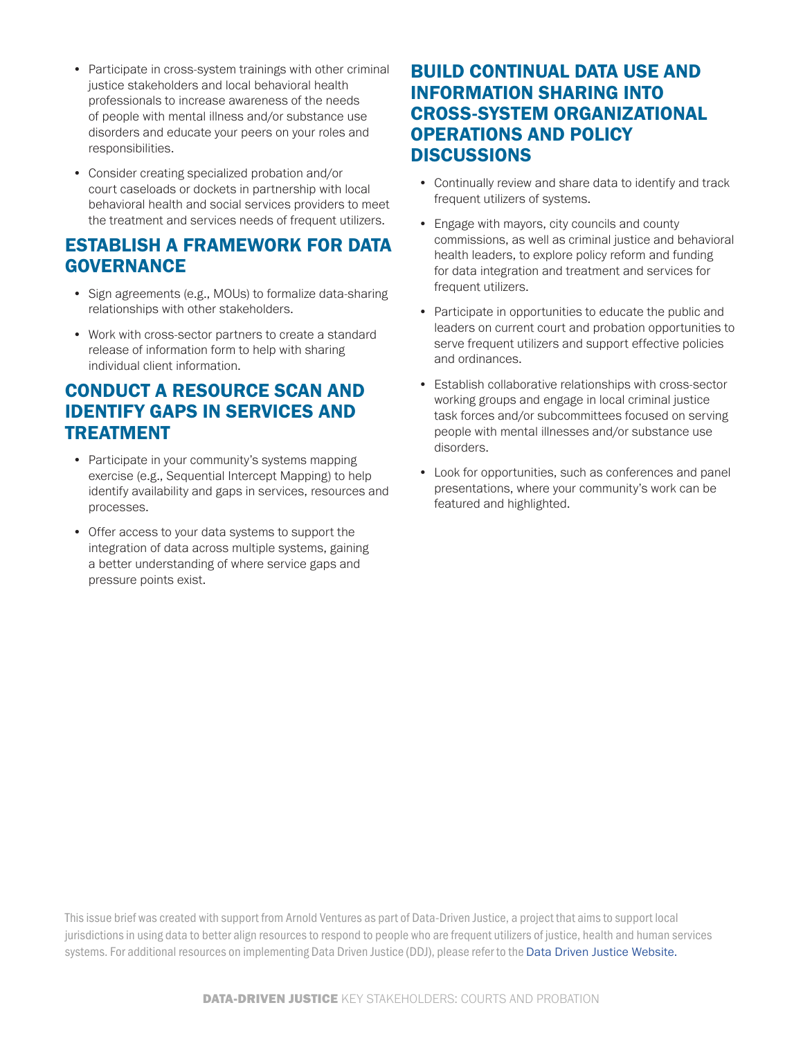- Participate in cross-system trainings with other criminal justice stakeholders and local behavioral health professionals to increase awareness of the needs of people with mental illness and/or substance use disorders and educate your peers on your roles and responsibilities.
- Consider creating specialized probation and/or court caseloads or dockets in partnership with local behavioral health and social services providers to meet the treatment and services needs of frequent utilizers.

## ESTABLISH A FRAMEWORK FOR DATA GOVERNANCE

- Sign agreements (e.g., MOUs) to formalize data-sharing relationships with other stakeholders.
- Work with cross-sector partners to create a standard release of information form to help with sharing individual client information.

## CONDUCT A RESOURCE SCAN AND IDENTIFY GAPS IN SERVICES AND TREATMENT

- Participate in your community's systems mapping exercise (e.g., Sequential Intercept Mapping) to help identify availability and gaps in services, resources and processes.
- Offer access to your data systems to support the integration of data across multiple systems, gaining a better understanding of where service gaps and pressure points exist.

## BUILD CONTINUAL DATA USE AND INFORMATION SHARING INTO CROSS-SYSTEM ORGANIZATIONAL OPERATIONS AND POLICY DISCUSSIONS

- Continually review and share data to identify and track frequent utilizers of systems.
- Engage with mayors, city councils and county commissions, as well as criminal justice and behavioral health leaders, to explore policy reform and funding for data integration and treatment and services for frequent utilizers.
- Participate in opportunities to educate the public and leaders on current court and probation opportunities to serve frequent utilizers and support effective policies and ordinances.
- Establish collaborative relationships with cross-sector working groups and engage in local criminal justice task forces and/or subcommittees focused on serving people with mental illnesses and/or substance use disorders.
- Look for opportunities, such as conferences and panel presentations, where your community's work can be featured and highlighted.

This issue brief was created with support from Arnold Ventures as part of Data-Driven Justice, a project that aims to support local jurisdictions in using data to better align resources to respond to people who are frequent utilizers of justice, health and human services systems. For additional resources on implementing Data Driven Justice (DDJ), please refer to the Data Driven Justice Website.